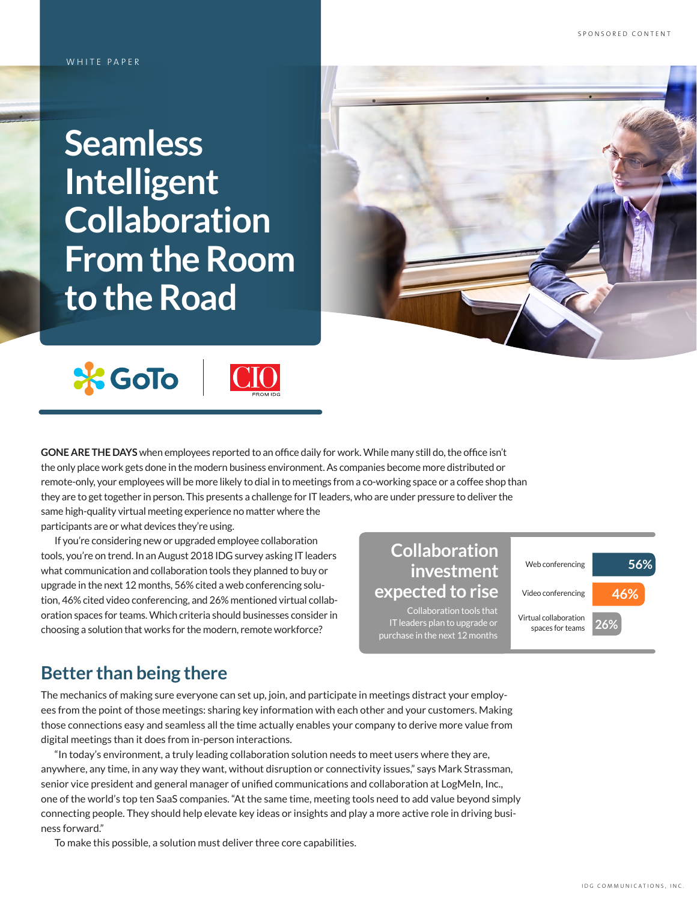WHITE PAPER

# Seamless Intelligent Collaboration From the Room to the Road

GoTo | CIO FROM IDG

**GONE ARE THE DAYS** when employees reported to an office daily for work. While many still do, the office isn't the only place work gets done in the modern business environment. As companies become more distributed or remote-only, your employees will be more likely to dial in to meetings from a co-working space or a coffee shop than they are to get together in person. This presents a challenge for IT leaders, who are under pressure to deliver the same high-quality virtual meeting experience no matter where the participants are or what devices they're using.

If you're considering new or upgraded employee collaboration tools, you're on trend. In an August 2018 IDG survey asking IT leaders what communication and collaboration tools they planned to buy or upgrade in the next 12 months, 56% cited a web conferencing solution, 46% cited video conferencing, and 26% mentioned virtual collaboration spaces for teams. Which criteria should businesses consider in choosing a solution that works for the modern, remote workforce?

**Collaboration investment expected to rise**

Collaboration tools that IT leaders plan to upgrade or purchase in the next 12 months

| Tool | Percentage |
|---|---|
| Web conferencing | 56% |
| Video conferencing | 46% |
| Virtual collaboration spaces for teams | 26% |

## Better than being there

The mechanics of making sure everyone can set up, join, and participate in meetings distract your employees from the point of those meetings: sharing key information with each other and your customers. Making those connections easy and seamless all the time actually enables your company to derive more value from digital meetings than it does from in-person interactions.

"In today's environment, a truly leading collaboration solution needs to meet users where they are, anywhere, any time, in any way they want, without disruption or connectivity issues," says Mark Strassman, senior vice president and general manager of unified communications and collaboration at LogMeIn, Inc., one of the world's top ten SaaS companies. "At the same time, meeting tools need to add value beyond simply connecting people. They should help elevate key ideas or insights and play a more active role in driving business forward."

To make this possible, a solution must deliver three core capabilities.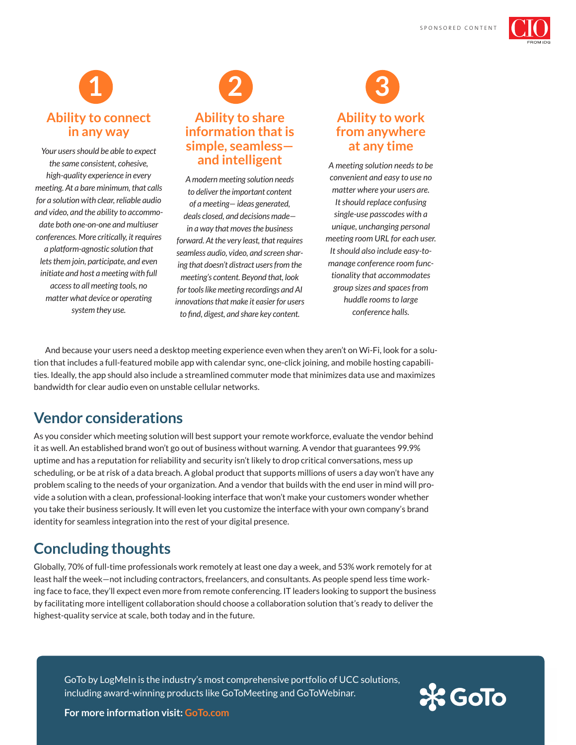### 1

### Ability to connect in any way

*Your users should be able to expect the same consistent, cohesive, high-quality experience in every meeting. At a bare minimum, that calls for a solution with clear, reliable audio and video, and the ability to accommodate both one-on-one and multiuser conferences. More critically, it requires a platform-agnostic solution that lets them join, participate, and even initiate and host a meeting with full access to all meeting tools, no matter what device or operating system they use.*

### 2

### Ability to share information that is simple, seamless—and intelligent

*A modern meeting solution needs to deliver the important content of a meeting— ideas generated, deals closed, and decisions made—in a way that moves the business forward. At the very least, that requires seamless audio, video, and screen sharing that doesn't distract users from the meeting's content. Beyond that, look for tools like meeting recordings and AI innovations that make it easier for users to find, digest, and share key content.*

### 3

### Ability to work from anywhere at any time

*A meeting solution needs to be convenient and easy to use no matter where your users are. It should replace confusing single-use passcodes with a unique, unchanging personal meeting room URL for each user. It should also include easy-to-manage conference room functionality that accommodates group sizes and spaces from huddle rooms to large conference halls.*

And because your users need a desktop meeting experience even when they aren't on Wi-Fi, look for a solution that includes a full-featured mobile app with calendar sync, one-click joining, and mobile hosting capabilities. Ideally, the app should also include a streamlined commuter mode that minimizes data use and maximizes bandwidth for clear audio even on unstable cellular networks.

## Vendor considerations

As you consider which meeting solution will best support your remote workforce, evaluate the vendor behind it as well. An established brand won't go out of business without warning. A vendor that guarantees 99.9% uptime and has a reputation for reliability and security isn't likely to drop critical conversations, mess up scheduling, or be at risk of a data breach. A global product that supports millions of users a day won't have any problem scaling to the needs of your organization. And a vendor that builds with the end user in mind will provide a solution with a clean, professional-looking interface that won't make your customers wonder whether you take their business seriously. It will even let you customize the interface with your own company's brand identity for seamless integration into the rest of your digital presence.

## Concluding thoughts

Globally, 70% of full-time professionals work remotely at least one day a week, and 53% work remotely for at least half the week—not including contractors, freelancers, and consultants. As people spend less time working face to face, they'll expect even more from remote conferencing. IT leaders looking to support the business by facilitating more intelligent collaboration should choose a collaboration solution that's ready to deliver the highest-quality service at scale, both today and in the future.

GoTo by LogMeIn is the industry's most comprehensive portfolio of UCC solutions, including award-winning products like GoToMeeting and GoToWebinar.

**For more information visit: GoTo.com**

GoTo